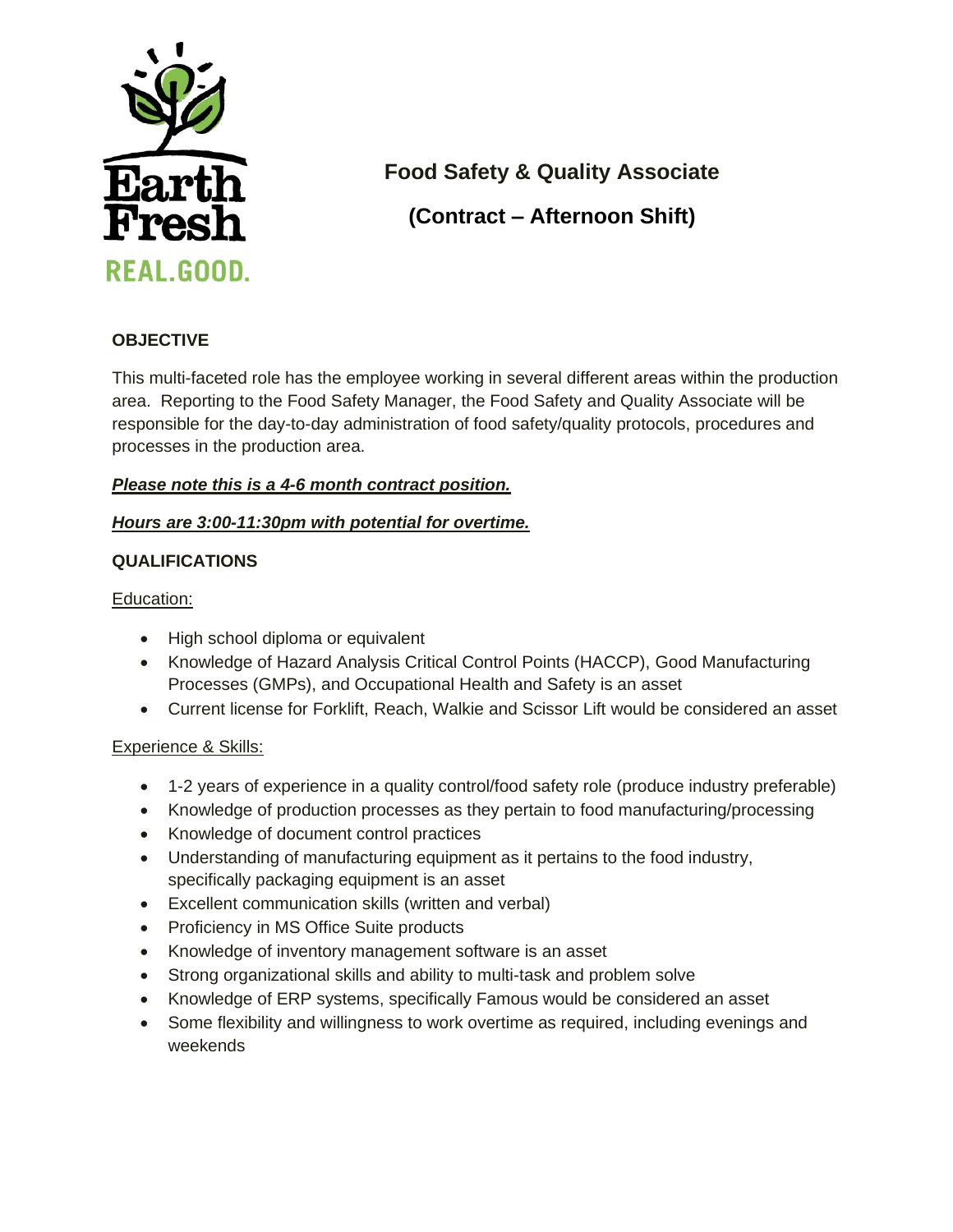# Food Safety & Quality Associate

## (Contract – Afternoon Shift)

### OBJECTIVE

This multi-faceted role has the employee working in several different areas within the production area. Reporting to the Food Safety Manager, the Food Safety and Quality Associate will be responsible for the day-to-day administration of food safety/quality protocols, procedures and processes in the production area.

***Please note this is a 4-6 month contract position.***

***Hours are 3:00-11:30pm with potential for overtime.***

### QUALIFICATIONS

Education:

- High school diploma or equivalent
- Knowledge of Hazard Analysis Critical Control Points (HACCP), Good Manufacturing Processes (GMPs), and Occupational Health and Safety is an asset
- Current license for Forklift, Reach, Walkie and Scissor Lift would be considered an asset

Experience & Skills:

- 1-2 years of experience in a quality control/food safety role (produce industry preferable)
- Knowledge of production processes as they pertain to food manufacturing/processing
- Knowledge of document control practices
- Understanding of manufacturing equipment as it pertains to the food industry, specifically packaging equipment is an asset
- Excellent communication skills (written and verbal)
- Proficiency in MS Office Suite products
- Knowledge of inventory management software is an asset
- Strong organizational skills and ability to multi-task and problem solve
- Knowledge of ERP systems, specifically Famous would be considered an asset
- Some flexibility and willingness to work overtime as required, including evenings and weekends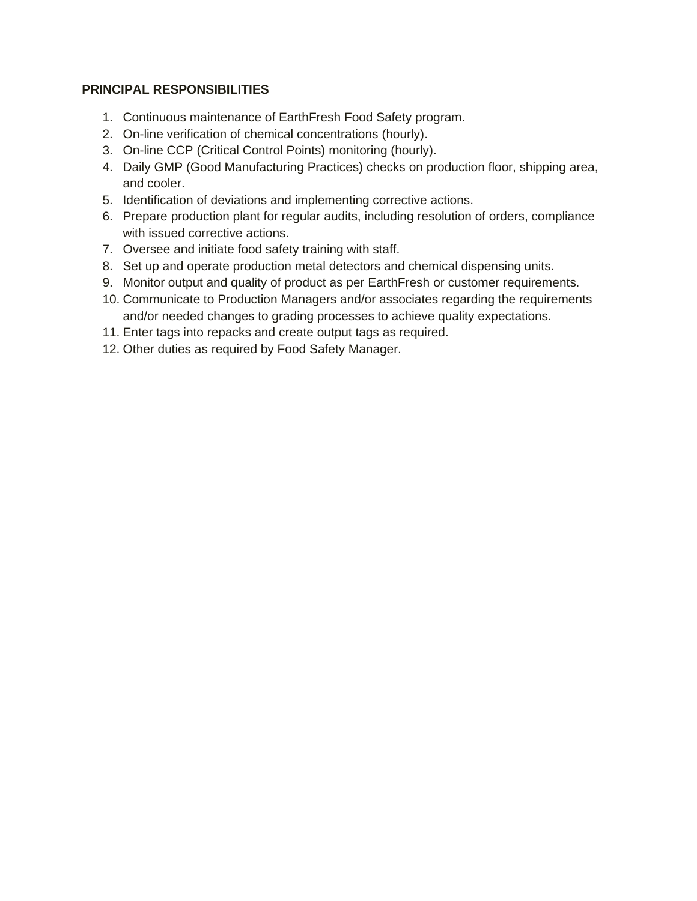**PRINCIPAL RESPONSIBILITIES**

1. Continuous maintenance of EarthFresh Food Safety program.
2. On-line verification of chemical concentrations (hourly).
3. On-line CCP (Critical Control Points) monitoring (hourly).
4. Daily GMP (Good Manufacturing Practices) checks on production floor, shipping area, and cooler.
5. Identification of deviations and implementing corrective actions.
6. Prepare production plant for regular audits, including resolution of orders, compliance with issued corrective actions.
7. Oversee and initiate food safety training with staff.
8. Set up and operate production metal detectors and chemical dispensing units.
9. Monitor output and quality of product as per EarthFresh or customer requirements.
10. Communicate to Production Managers and/or associates regarding the requirements and/or needed changes to grading processes to achieve quality expectations.
11. Enter tags into repacks and create output tags as required.
12. Other duties as required by Food Safety Manager.